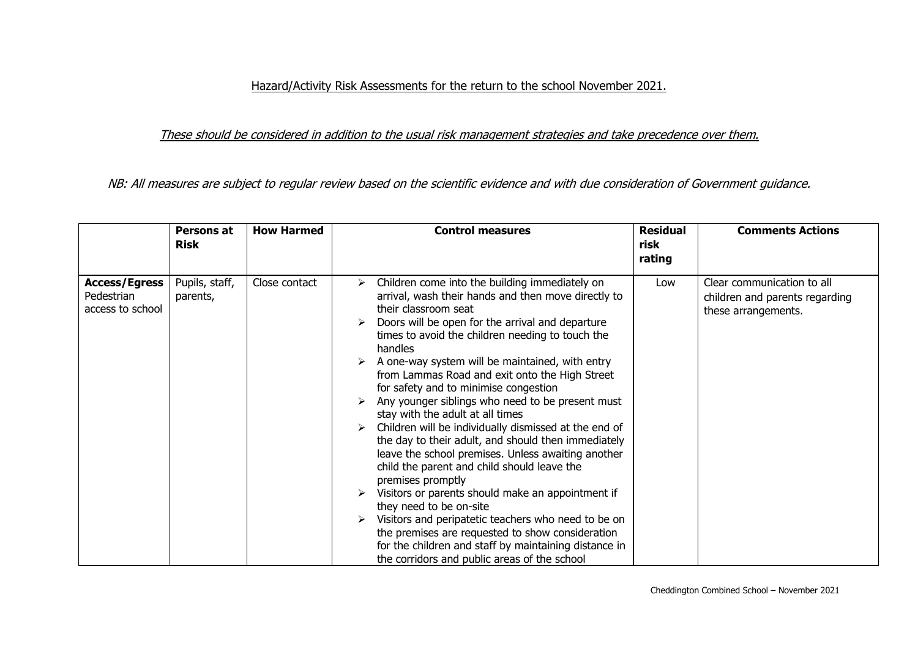<u>Hazard/Activity Risk Assessments for the return to the school November 2021.</u>

*<u>These should be considered in addition to the usual risk management strategies and take precedence over them.</u>*

*NB: All measures are subject to regular review based on the scientific evidence and with due consideration of Government guidance.*

| | **Persons at Risk** | **How Harmed** | **Control measures** | **Residual risk rating** | **Comments Actions** |
|---|---|---|---|---|---|
| **Access/Egress** Pedestrian access to school | Pupils, staff, parents, | Close contact | ➢ Children come into the building immediately on arrival, wash their hands and then move directly to their classroom seat<br>➢ Doors will be open for the arrival and departure times to avoid the children needing to touch the handles<br>➢ A one-way system will be maintained, with entry from Lammas Road and exit onto the High Street for safety and to minimise congestion<br>➢ Any younger siblings who need to be present must stay with the adult at all times<br>➢ Children will be individually dismissed at the end of the day to their adult, and should then immediately leave the school premises. Unless awaiting another child the parent and child should leave the premises promptly<br>➢ Visitors or parents should make an appointment if they need to be on-site<br>➢ Visitors and peripatetic teachers who need to be on the premises are requested to show consideration for the children and staff by maintaining distance in the corridors and public areas of the school | Low | Clear communication to all children and parents regarding these arrangements. |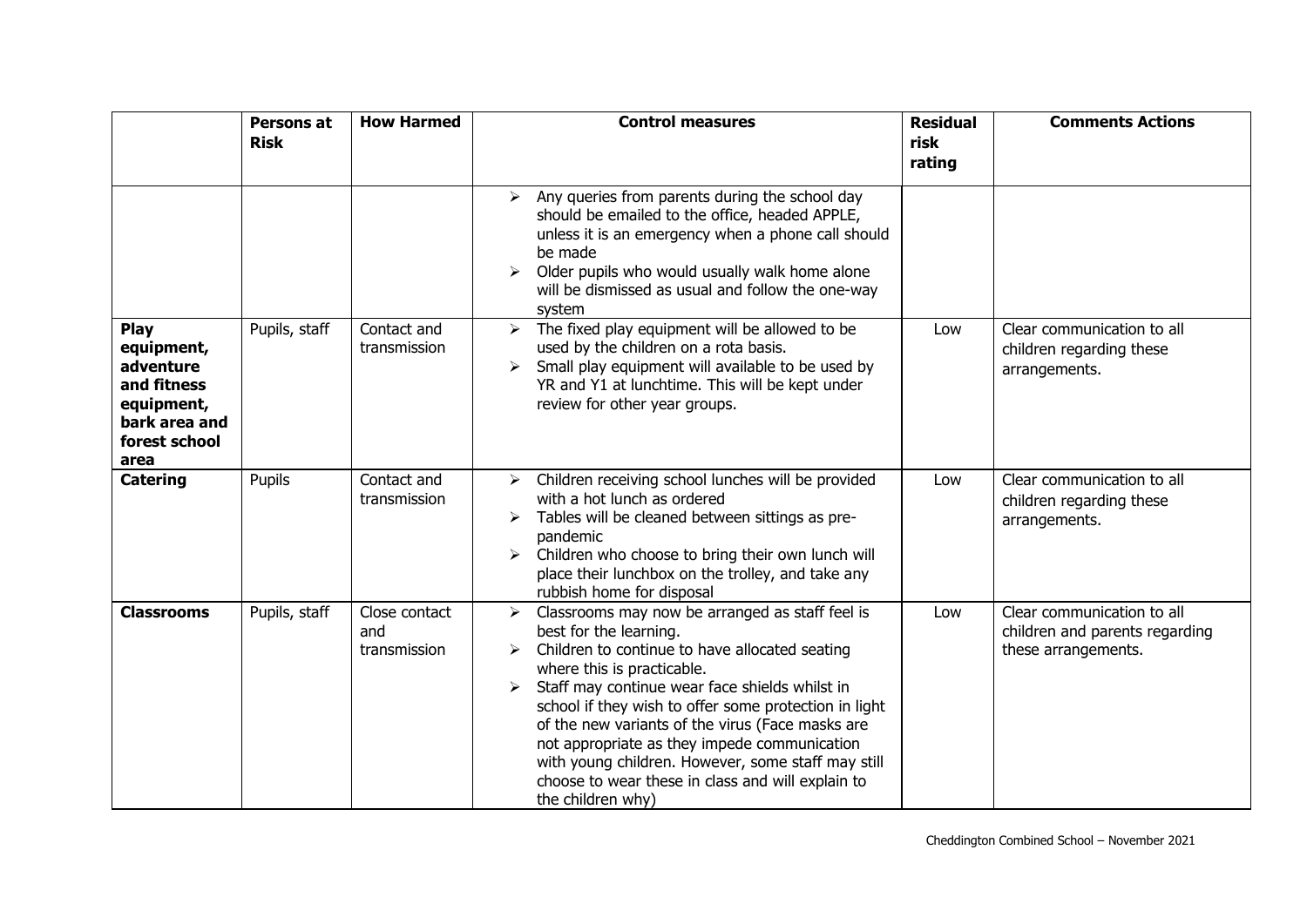| | Persons at Risk | How Harmed | Control measures | Residual risk rating | Comments Actions |
|---|---|---|---|---|---|
| | | | ➢ Any queries from parents during the school day should be emailed to the office, headed APPLE, unless it is an emergency when a phone call should be made<br>➢ Older pupils who would usually walk home alone will be dismissed as usual and follow the one-way system | | |
| **Play equipment, adventure and fitness equipment, bark area and forest school area** | Pupils, staff | Contact and transmission | ➢ The fixed play equipment will be allowed to be used by the children on a rota basis.<br>➢ Small play equipment will available to be used by YR and Y1 at lunchtime. This will be kept under review for other year groups. | Low | Clear communication to all children regarding these arrangements. |
| **Catering** | Pupils | Contact and transmission | ➢ Children receiving school lunches will be provided with a hot lunch as ordered<br>➢ Tables will be cleaned between sittings as pre-pandemic<br>➢ Children who choose to bring their own lunch will place their lunchbox on the trolley, and take any rubbish home for disposal | Low | Clear communication to all children regarding these arrangements. |
| **Classrooms** | Pupils, staff | Close contact and transmission | ➢ Classrooms may now be arranged as staff feel is best for the learning.<br>➢ Children to continue to have allocated seating where this is practicable.<br>➢ Staff may continue wear face shields whilst in school if they wish to offer some protection in light of the new variants of the virus (Face masks are not appropriate as they impede communication with young children. However, some staff may still choose to wear these in class and will explain to the children why) | Low | Clear communication to all children and parents regarding these arrangements. |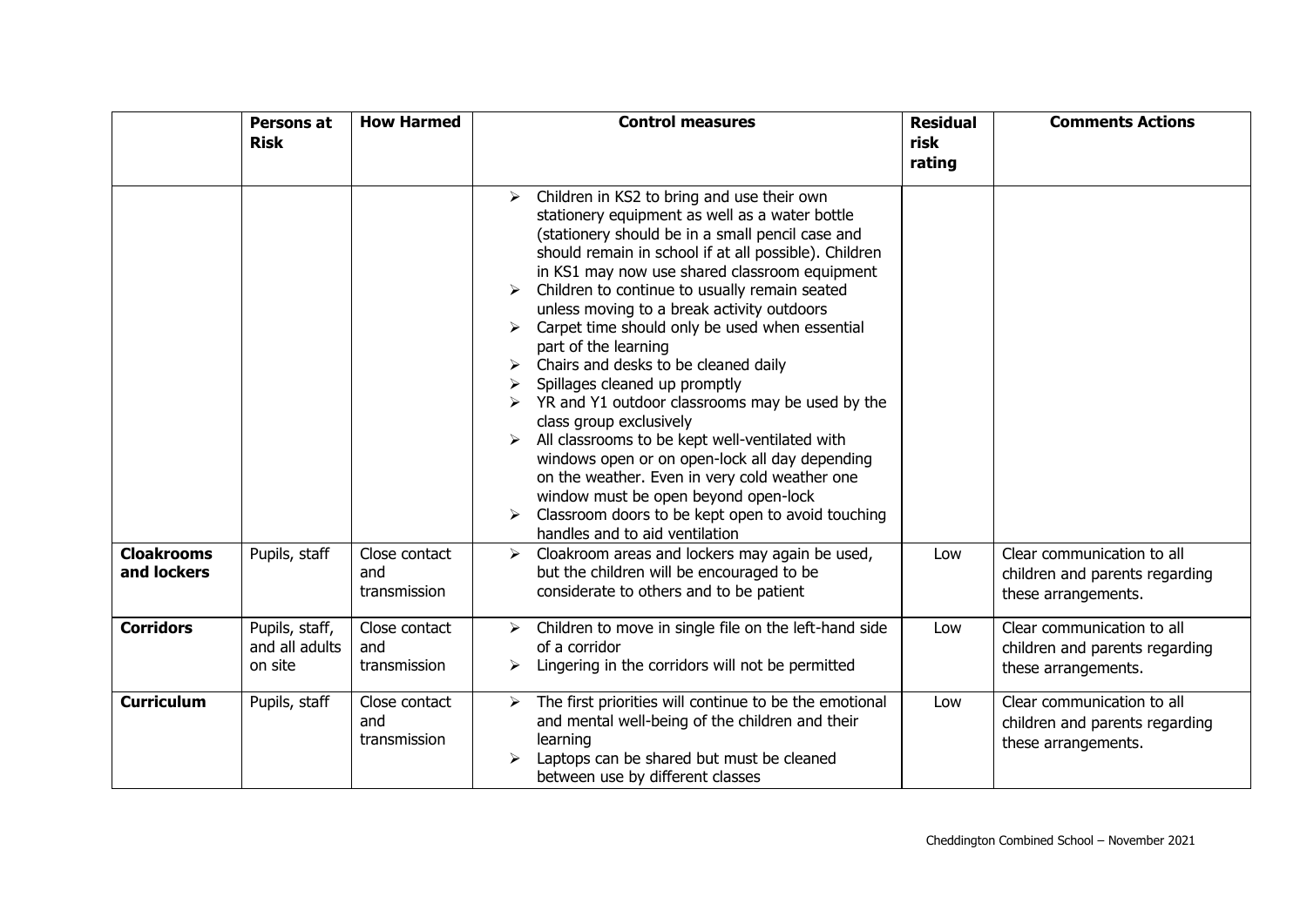| | Persons at Risk | How Harmed | Control measures | Residual risk rating | Comments Actions |
|---|---|---|---|---|---|
| | | | ➢ Children in KS2 to bring and use their own stationery equipment as well as a water bottle (stationery should be in a small pencil case and should remain in school if at all possible). Children in KS1 may now use shared classroom equipment<br>➢ Children to continue to usually remain seated unless moving to a break activity outdoors<br>➢ Carpet time should only be used when essential part of the learning<br>➢ Chairs and desks to be cleaned daily<br>➢ Spillages cleaned up promptly<br>➢ YR and Y1 outdoor classrooms may be used by the class group exclusively<br>➢ All classrooms to be kept well-ventilated with windows open or on open-lock all day depending on the weather. Even in very cold weather one window must be open beyond open-lock<br>➢ Classroom doors to be kept open to avoid touching handles and to aid ventilation | | |
| **Cloakrooms and lockers** | Pupils, staff | Close contact and transmission | ➢ Cloakroom areas and lockers may again be used, but the children will be encouraged to be considerate to others and to be patient | Low | Clear communication to all children and parents regarding these arrangements. |
| **Corridors** | Pupils, staff, and all adults on site | Close contact and transmission | ➢ Children to move in single file on the left-hand side of a corridor<br>➢ Lingering in the corridors will not be permitted | Low | Clear communication to all children and parents regarding these arrangements. |
| **Curriculum** | Pupils, staff | Close contact and transmission | ➢ The first priorities will continue to be the emotional and mental well-being of the children and their learning<br>➢ Laptops can be shared but must be cleaned between use by different classes | Low | Clear communication to all children and parents regarding these arrangements. |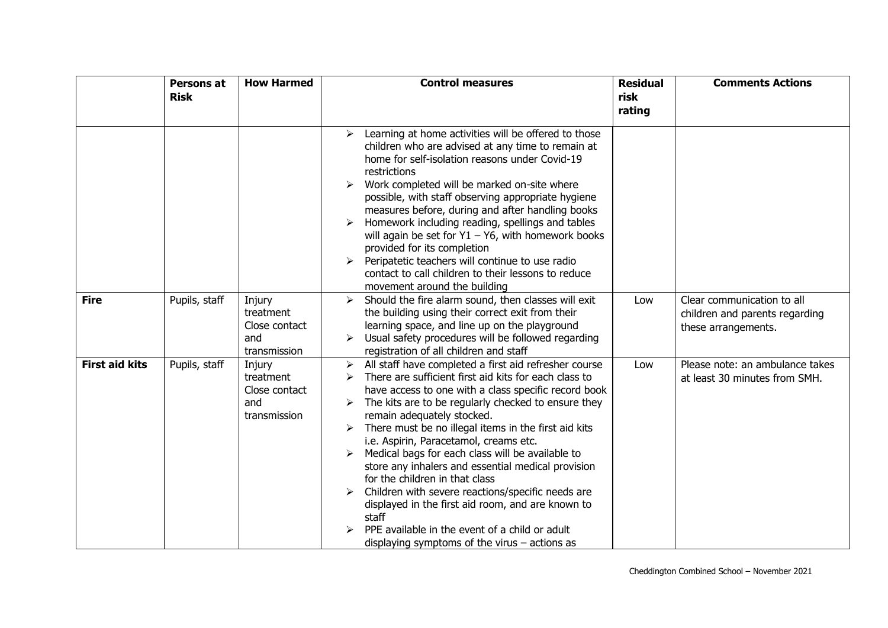| | Persons at Risk | How Harmed | Control measures | Residual risk rating | Comments Actions |
|---|---|---|---|---|---|
| | | | ➢ Learning at home activities will be offered to those children who are advised at any time to remain at home for self-isolation reasons under Covid-19 restrictions<br>➢ Work completed will be marked on-site where possible, with staff observing appropriate hygiene measures before, during and after handling books<br>➢ Homework including reading, spellings and tables will again be set for Y1 – Y6, with homework books provided for its completion<br>➢ Peripatetic teachers will continue to use radio contact to call children to their lessons to reduce movement around the building | | |
| **Fire** | Pupils, staff | Injury treatment Close contact and transmission | ➢ Should the fire alarm sound, then classes will exit the building using their correct exit from their learning space, and line up on the playground<br>➢ Usual safety procedures will be followed regarding registration of all children and staff | Low | Clear communication to all children and parents regarding these arrangements. |
| **First aid kits** | Pupils, staff | Injury treatment Close contact and transmission | ➢ All staff have completed a first aid refresher course<br>➢ There are sufficient first aid kits for each class to have access to one with a class specific record book<br>➢ The kits are to be regularly checked to ensure they remain adequately stocked.<br>➢ There must be no illegal items in the first aid kits i.e. Aspirin, Paracetamol, creams etc.<br>➢ Medical bags for each class will be available to store any inhalers and essential medical provision for the children in that class<br>➢ Children with severe reactions/specific needs are displayed in the first aid room, and are known to staff<br>➢ PPE available in the event of a child or adult displaying symptoms of the virus – actions as | Low | Please note: an ambulance takes at least 30 minutes from SMH. |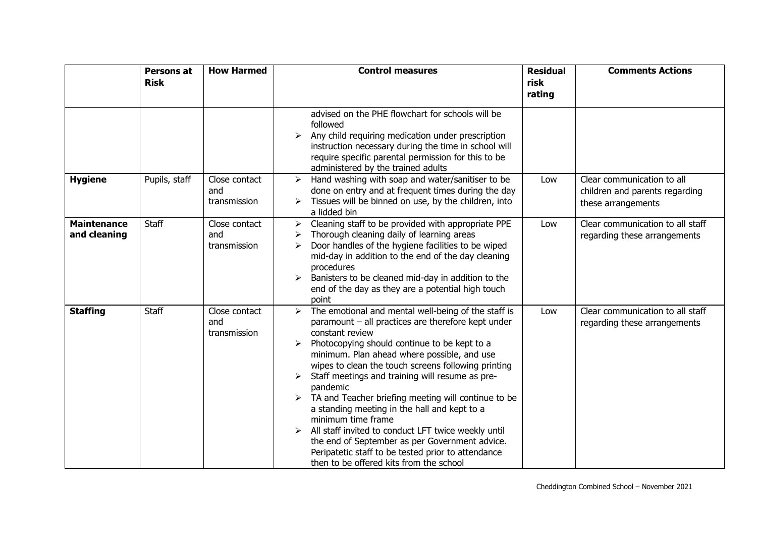|  | **Persons at Risk** | **How Harmed** | **Control measures** | **Residual risk rating** | **Comments Actions** |
|---|---|---|---|---|---|
|  |  |  | advised on the PHE flowchart for schools will be followed<br>➢ Any child requiring medication under prescription instruction necessary during the time in school will require specific parental permission for this to be administered by the trained adults |  |  |
| **Hygiene** | Pupils, staff | Close contact and transmission | ➢ Hand washing with soap and water/sanitiser to be done on entry and at frequent times during the day<br>➢ Tissues will be binned on use, by the children, into a lidded bin | Low | Clear communication to all children and parents regarding these arrangements |
| **Maintenance and cleaning** | Staff | Close contact and transmission | ➢ Cleaning staff to be provided with appropriate PPE<br>➢ Thorough cleaning daily of learning areas<br>➢ Door handles of the hygiene facilities to be wiped mid-day in addition to the end of the day cleaning procedures<br>➢ Banisters to be cleaned mid-day in addition to the end of the day as they are a potential high touch point | Low | Clear communication to all staff regarding these arrangements |
| **Staffing** | Staff | Close contact and transmission | ➢ The emotional and mental well-being of the staff is paramount – all practices are therefore kept under constant review<br>➢ Photocopying should continue to be kept to a minimum. Plan ahead where possible, and use wipes to clean the touch screens following printing<br>➢ Staff meetings and training will resume as pre-pandemic<br>➢ TA and Teacher briefing meeting will continue to be a standing meeting in the hall and kept to a minimum time frame<br>➢ All staff invited to conduct LFT twice weekly until the end of September as per Government advice. Peripatetic staff to be tested prior to attendance then to be offered kits from the school | Low | Clear communication to all staff regarding these arrangements |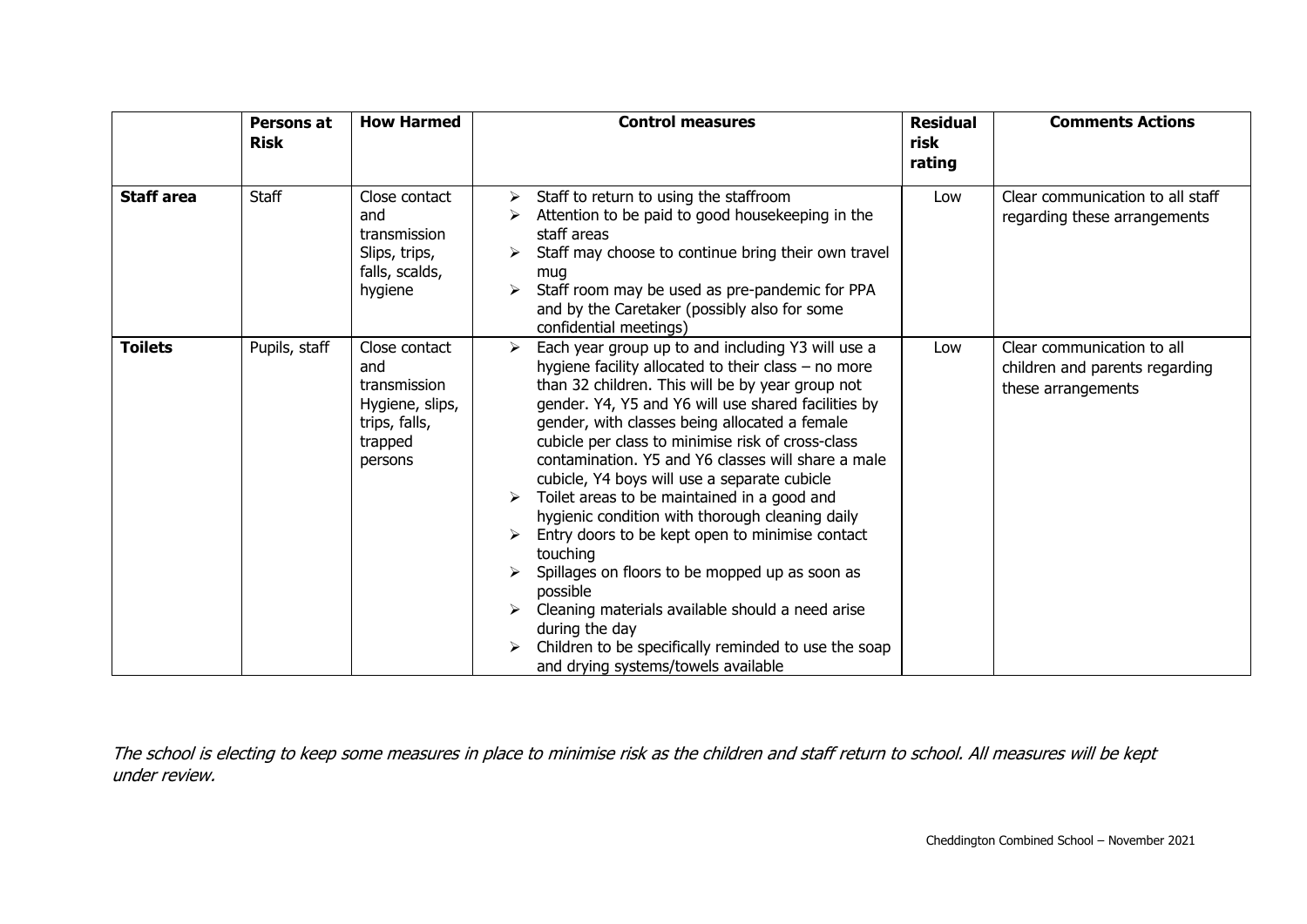| | Persons at Risk | How Harmed | Control measures | Residual risk rating | Comments Actions |
|---|---|---|---|---|---|
| **Staff area** | Staff | Close contact and transmission Slips, trips, falls, scalds, hygiene | ➢ Staff to return to using the staffroom<br>➢ Attention to be paid to good housekeeping in the staff areas<br>➢ Staff may choose to continue bring their own travel mug<br>➢ Staff room may be used as pre-pandemic for PPA and by the Caretaker (possibly also for some confidential meetings) | Low | Clear communication to all staff regarding these arrangements |
| **Toilets** | Pupils, staff | Close contact and transmission Hygiene, slips, trips, falls, trapped persons | ➢ Each year group up to and including Y3 will use a hygiene facility allocated to their class – no more than 32 children. This will be by year group not gender. Y4, Y5 and Y6 will use shared facilities by gender, with classes being allocated a female cubicle per class to minimise risk of cross-class contamination. Y5 and Y6 classes will share a male cubicle, Y4 boys will use a separate cubicle<br>➢ Toilet areas to be maintained in a good and hygienic condition with thorough cleaning daily<br>➢ Entry doors to be kept open to minimise contact touching<br>➢ Spillages on floors to be mopped up as soon as possible<br>➢ Cleaning materials available should a need arise during the day<br>➢ Children to be specifically reminded to use the soap and drying systems/towels available | Low | Clear communication to all children and parents regarding these arrangements |

*The school is electing to keep some measures in place to minimise risk as the children and staff return to school. All measures will be kept under review.*

Cheddington Combined School – November 2021